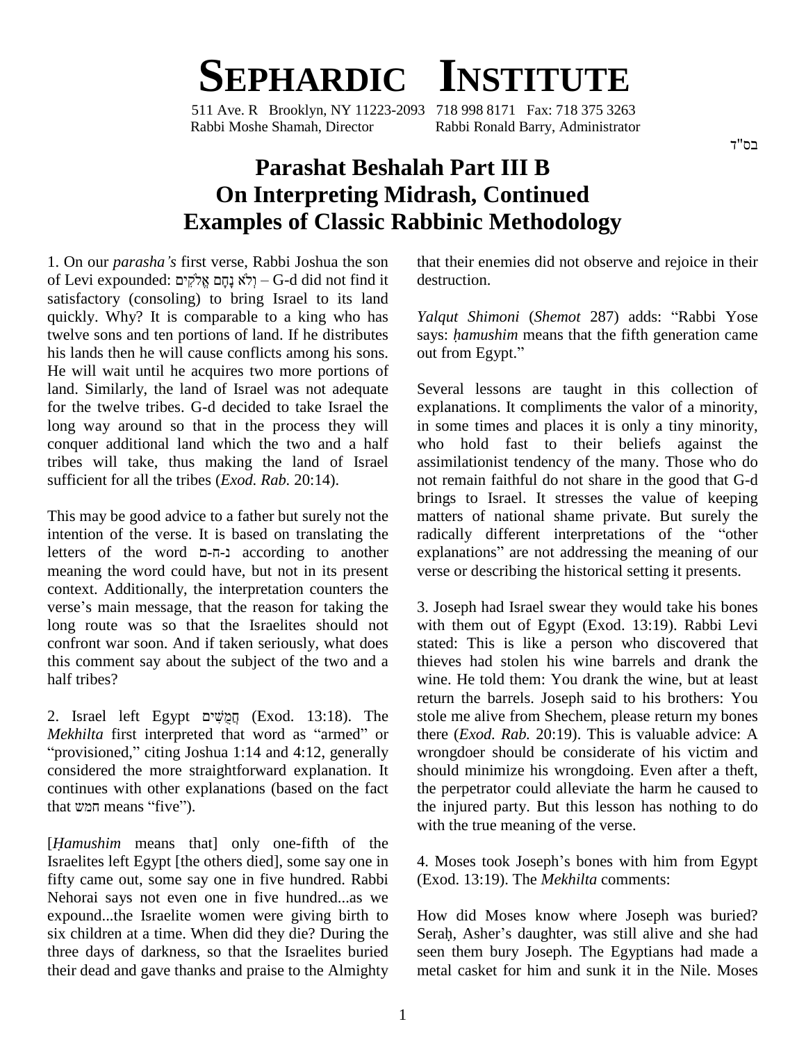# SEPHARDIC INSTITUTE

511 Ave. R Brooklyn, NY 11223-2093 718 998 8171 Fax: 718 375 3263
Rabbi Moshe Shamah, Director Rabbi Ronald Barry, Administrator

בס"ד

# Parashat Beshalah Part III B
## On Interpreting Midrash, Continued
## Examples of Classic Rabbinic Methodology

1. On our *parasha's* first verse, Rabbi Joshua the son of Levi expounded: וְלֹא נָחָם אֱלֹקִים – G-d did not find it satisfactory (consoling) to bring Israel to its land quickly. Why? It is comparable to a king who has twelve sons and ten portions of land. If he distributes his lands then he will cause conflicts among his sons. He will wait until he acquires two more portions of land. Similarly, the land of Israel was not adequate for the twelve tribes. G-d decided to take Israel the long way around so that in the process they will conquer additional land which the two and a half tribes will take, thus making the land of Israel sufficient for all the tribes (*Exod. Rab.* 20:14).

This may be good advice to a father but surely not the intention of the verse. It is based on translating the letters of the word נ-ח-ם according to another meaning the word could have, but not in its present context. Additionally, the interpretation counters the verse's main message, that the reason for taking the long route was so that the Israelites should not confront war soon. And if taken seriously, what does this comment say about the subject of the two and a half tribes?

2. Israel left Egypt חֲמֻשִׁים (Exod. 13:18). The *Mekhilta* first interpreted that word as "armed" or "provisioned," citing Joshua 1:14 and 4:12, generally considered the more straightforward explanation. It continues with other explanations (based on the fact that חמש means "five").

[*Ḥamushim* means that] only one-fifth of the Israelites left Egypt [the others died], some say one in fifty came out, some say one in five hundred. Rabbi Nehorai says not even one in five hundred...as we expound...the Israelite women were giving birth to six children at a time. When did they die? During the three days of darkness, so that the Israelites buried their dead and gave thanks and praise to the Almighty that their enemies did not observe and rejoice in their destruction.

*Yalqut Shimoni* (*Shemot* 287) adds: "Rabbi Yose says: *ḥamushim* means that the fifth generation came out from Egypt."

Several lessons are taught in this collection of explanations. It compliments the valor of a minority, in some times and places it is only a tiny minority, who hold fast to their beliefs against the assimilationist tendency of the many. Those who do not remain faithful do not share in the good that G-d brings to Israel. It stresses the value of keeping matters of national shame private. But surely the radically different interpretations of the "other explanations" are not addressing the meaning of our verse or describing the historical setting it presents.

3. Joseph had Israel swear they would take his bones with them out of Egypt (Exod. 13:19). Rabbi Levi stated: This is like a person who discovered that thieves had stolen his wine barrels and drank the wine. He told them: You drank the wine, but at least return the barrels. Joseph said to his brothers: You stole me alive from Shechem, please return my bones there (*Exod. Rab.* 20:19). This is valuable advice: A wrongdoer should be considerate of his victim and should minimize his wrongdoing. Even after a theft, the perpetrator could alleviate the harm he caused to the injured party. But this lesson has nothing to do with the true meaning of the verse.

4. Moses took Joseph's bones with him from Egypt (Exod. 13:19). The *Mekhilta* comments:

How did Moses know where Joseph was buried? Seraḥ, Asher's daughter, was still alive and she had seen them bury Joseph. The Egyptians had made a metal casket for him and sunk it in the Nile. Moses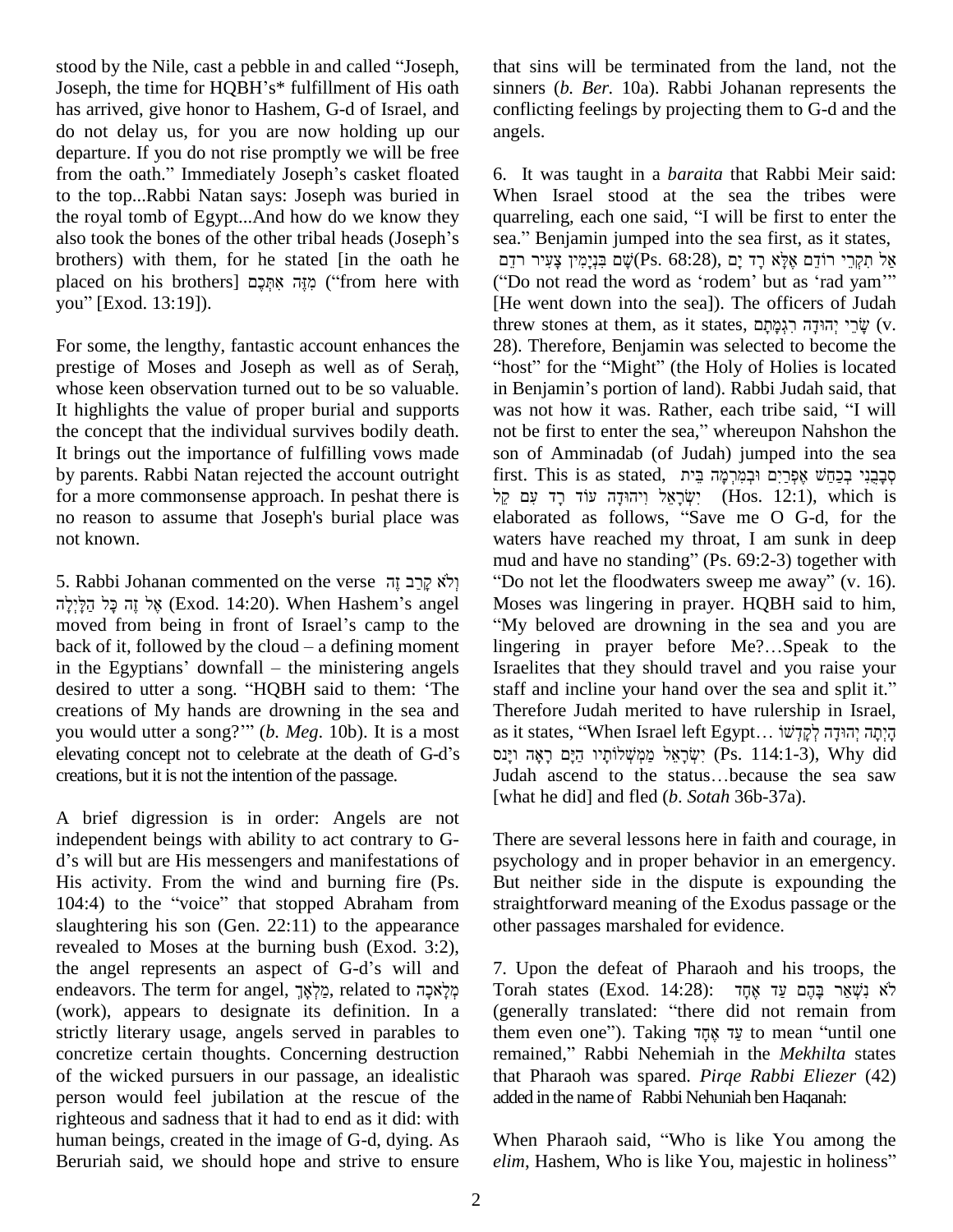stood by the Nile, cast a pebble in and called "Joseph, Joseph, the time for HQBH's* fulfillment of His oath has arrived, give honor to Hashem, G-d of Israel, and do not delay us, for you are now holding up our departure. If you do not rise promptly we will be free from the oath." Immediately Joseph's casket floated to the top...Rabbi Natan says: Joseph was buried in the royal tomb of Egypt...And how do we know they also took the bones of the other tribal heads (Joseph's brothers) with them, for he stated [in the oath he placed on his brothers] מִזֶּה אִתְּכֶם ("from here with you" [Exod. 13:19]).

For some, the lengthy, fantastic account enhances the prestige of Moses and Joseph as well as of Seraḥ, whose keen observation turned out to be so valuable. It highlights the value of proper burial and supports the concept that the individual survives bodily death. It brings out the importance of fulfilling vows made by parents. Rabbi Natan rejected the account outright for a more commonsense approach. In peshat there is no reason to assume that Joseph's burial place was not known.

5. Rabbi Johanan commented on the verse וְלֹא קָרַב זֶה אֶל זֶה כָּל הַלָּיְלָה (Exod. 14:20). When Hashem's angel moved from being in front of Israel's camp to the back of it, followed by the cloud – a defining moment in the Egyptians' downfall – the ministering angels desired to utter a song. "HQBH said to them: 'The creations of My hands are drowning in the sea and you would utter a song?'" (*b. Meg*. 10b). It is a most elevating concept not to celebrate at the death of G-d's creations, but it is not the intention of the passage.

A brief digression is in order: Angels are not independent beings with ability to act contrary to G-d's will but are His messengers and manifestations of His activity. From the wind and burning fire (Ps. 104:4) to the "voice" that stopped Abraham from slaughtering his son (Gen. 22:11) to the appearance revealed to Moses at the burning bush (Exod. 3:2), the angel represents an aspect of G-d's will and endeavors. The term for angel, מַלְאָךְ, related to מְלָאכָה (work), appears to designate its definition. In a strictly literary usage, angels served in parables to concretize certain thoughts. Concerning destruction of the wicked pursuers in our passage, an idealistic person would feel jubilation at the rescue of the righteous and sadness that it had to end as it did: with human beings, created in the image of G-d, dying. As Beruriah said, we should hope and strive to ensure that sins will be terminated from the land, not the sinners (*b. Ber*. 10a). Rabbi Johanan represents the conflicting feelings by projecting them to G-d and the angels.

6. It was taught in a *baraita* that Rabbi Meir said: When Israel stood at the sea the tribes were quarreling, each one said, "I will be first to enter the sea." Benjamin jumped into the sea first, as it states, שָׁם בִּנְיָמִן צָעִיר רֹדֵם (Ps. 68:28), אַל תִּקְרֵי רוֹדֵם אֶלָּא רַד יָם ("Do not read the word as 'rodem' but as 'rad yam'" [He went down into the sea]). The officers of Judah threw stones at them, as it states, שָׂרֵי יְהוּדָה רִגְמָתָם (v. 28). Therefore, Benjamin was selected to become the "host" for the "Might" (the Holy of Holies is located in Benjamin's portion of land). Rabbi Judah said, that was not how it was. Rather, each tribe said, "I will not be first to enter the sea," whereupon Nahshon the son of Amminadab (of Judah) jumped into the sea first. This is as stated, סְבָבֻנִי בְכַחַשׁ אֶפְרַיִם וּבְמִרְמָה בֵּית יִשְׂרָאֵל וִיהוּדָה עֹד רָד עִם קֵל (Hos. 12:1), which is elaborated as follows, "Save me O G-d, for the waters have reached my throat, I am sunk in deep mud and have no standing" (Ps. 69:2-3) together with "Do not let the floodwaters sweep me away" (v. 16). Moses was lingering in prayer. HQBH said to him, "My beloved are drowning in the sea and you are lingering in prayer before Me?…Speak to the Israelites that they should travel and you raise your staff and incline your hand over the sea and split it." Therefore Judah merited to have rulership in Israel, as it states, "When Israel left Egypt… הָיְתָה יְהוּדָה לְקָדְשׁוֹ יִשְׂרָאֵל מַמְשְׁלוֹתָיו הַיָּם רָאָה וַיָּנֹס (Ps. 114:1-3), Why did Judah ascend to the status…because the sea saw [what he did] and fled (*b. Sotah* 36b-37a).

There are several lessons here in faith and courage, in psychology and in proper behavior in an emergency. But neither side in the dispute is expounding the straightforward meaning of the Exodus passage or the other passages marshaled for evidence.

7. Upon the defeat of Pharaoh and his troops, the Torah states (Exod. 14:28): לֹא נִשְׁאַר בָּהֶם עַד אֶחָד (generally translated: "there did not remain from them even one"). Taking עַד אֶחָד to mean "until one remained," Rabbi Nehemiah in the *Mekhilta* states that Pharaoh was spared. *Pirqe Rabbi Eliezer* (42) added in the name of Rabbi Nehuniah ben Haqanah:

When Pharaoh said, "Who is like You among the *elim*, Hashem, Who is like You, majestic in holiness"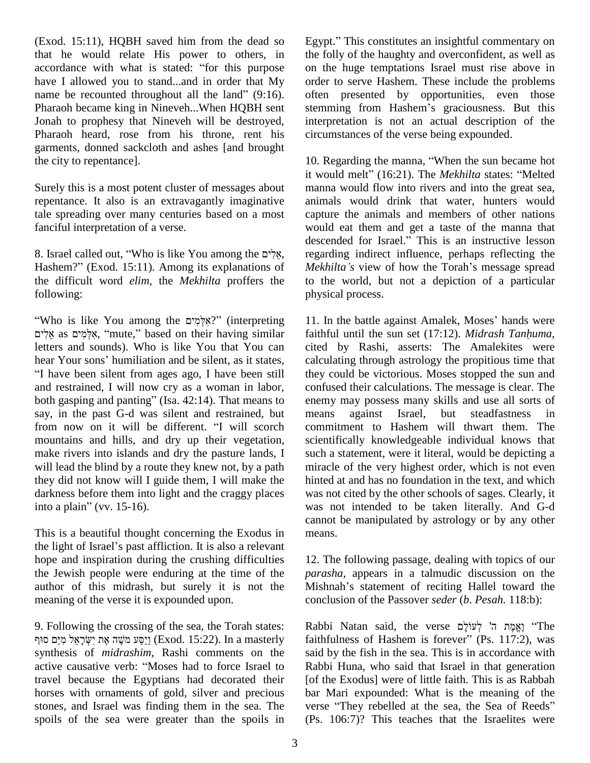(Exod. 15:11), HQBH saved him from the dead so that he would relate His power to others, in accordance with what is stated: "for this purpose have I allowed you to stand...and in order that My name be recounted throughout all the land" (9:16). Pharaoh became king in Nineveh...When HQBH sent Jonah to prophesy that Nineveh will be destroyed, Pharaoh heard, rose from his throne, rent his garments, donned sackcloth and ashes [and brought the city to repentance].

Surely this is a most potent cluster of messages about repentance. It also is an extravagantly imaginative tale spreading over many centuries based on a most fanciful interpretation of a verse.

8. Israel called out, "Who is like You among the אֵלִים, Hashem?" (Exod. 15:11). Among its explanations of the difficult word *elim*, the *Mekhilta* proffers the following:

"Who is like You among the אִלְּמִים?" (interpreting אֵלִים as אִלְּמִים, "mute," based on their having similar letters and sounds). Who is like You that You can hear Your sons' humiliation and be silent, as it states, "I have been silent from ages ago, I have been still and restrained, I will now cry as a woman in labor, both gasping and panting" (Isa. 42:14). That means to say, in the past G-d was silent and restrained, but from now on it will be different. "I will scorch mountains and hills, and dry up their vegetation, make rivers into islands and dry the pasture lands, I will lead the blind by a route they knew not, by a path they did not know will I guide them, I will make the darkness before them into light and the craggy places into a plain" (vv. 15-16).

This is a beautiful thought concerning the Exodus in the light of Israel's past affliction. It is also a relevant hope and inspiration during the crushing difficulties the Jewish people were enduring at the time of the author of this midrash, but surely it is not the meaning of the verse it is expounded upon.

9. Following the crossing of the sea, the Torah states: וַיַּסַּע מֹשֶׁה אֶת יִשְׂרָאֵל מִיַּם סוּף (Exod. 15:22). In a masterly synthesis of *midrashim*, Rashi comments on the active causative verb: "Moses had to force Israel to travel because the Egyptians had decorated their horses with ornaments of gold, silver and precious stones, and Israel was finding them in the sea. The spoils of the sea were greater than the spoils in Egypt." This constitutes an insightful commentary on the folly of the haughty and overconfident, as well as on the huge temptations Israel must rise above in order to serve Hashem. These include the problems often presented by opportunities, even those stemming from Hashem's graciousness. But this interpretation is not an actual description of the circumstances of the verse being expounded.

10. Regarding the manna, "When the sun became hot it would melt" (16:21). The *Mekhilta* states: "Melted manna would flow into rivers and into the great sea, animals would drink that water, hunters would capture the animals and members of other nations would eat them and get a taste of the manna that descended for Israel." This is an instructive lesson regarding indirect influence, perhaps reflecting the *Mekhilta's* view of how the Torah's message spread to the world, but not a depiction of a particular physical process.

11. In the battle against Amalek, Moses' hands were faithful until the sun set (17:12). *Midrash Tanḥuma*, cited by Rashi, asserts: The Amalekites were calculating through astrology the propitious time that they could be victorious. Moses stopped the sun and confused their calculations. The message is clear. The enemy may possess many skills and use all sorts of means against Israel, but steadfastness in commitment to Hashem will thwart them. The scientifically knowledgeable individual knows that such a statement, were it literal, would be depicting a miracle of the very highest order, which is not even hinted at and has no foundation in the text, and which was not cited by the other schools of sages. Clearly, it was not intended to be taken literally. And G-d cannot be manipulated by astrology or by any other means.

12. The following passage, dealing with topics of our *parasha*, appears in a talmudic discussion on the Mishnah's statement of reciting Hallel toward the conclusion of the Passover *seder* (*b. Pesah.* 118:b):

Rabbi Natan said, the verse וֶאֱמֶת ה' לְעוֹלָם "The faithfulness of Hashem is forever" (Ps. 117:2), was said by the fish in the sea. This is in accordance with Rabbi Huna, who said that Israel in that generation [of the Exodus] were of little faith. This is as Rabbah bar Mari expounded: What is the meaning of the verse "They rebelled at the sea, the Sea of Reeds" (Ps. 106:7)? This teaches that the Israelites were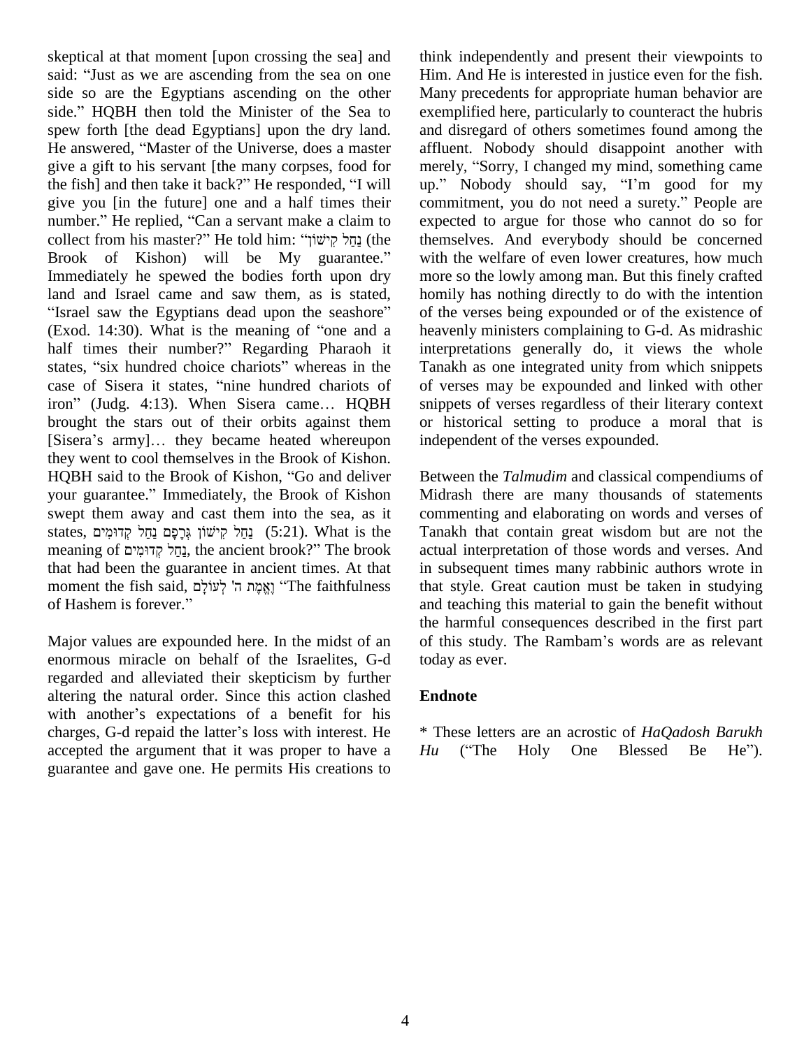skeptical at that moment [upon crossing the sea] and said: "Just as we are ascending from the sea on one side so are the Egyptians ascending on the other side." HQBH then told the Minister of the Sea to spew forth [the dead Egyptians] upon the dry land. He answered, "Master of the Universe, does a master give a gift to his servant [the many corpses, food for the fish] and then take it back?" He responded, "I will give you [in the future] one and a half times their number." He replied, "Can a servant make a claim to collect from his master?" He told him: "נַחַל קִישׁוֹן (the Brook of Kishon) will be My guarantee." Immediately he spewed the bodies forth upon dry land and Israel came and saw them, as is stated, "Israel saw the Egyptians dead upon the seashore" (Exod. 14:30). What is the meaning of "one and a half times their number?" Regarding Pharaoh it states, "six hundred choice chariots" whereas in the case of Sisera it states, "nine hundred chariots of iron" (Judg. 4:13). When Sisera came… HQBH brought the stars out of their orbits against them [Sisera's army]… they became heated whereupon they went to cool themselves in the Brook of Kishon. HQBH said to the Brook of Kishon, "Go and deliver your guarantee." Immediately, the Brook of Kishon swept them away and cast them into the sea, as it states, נַחַל קִישׁוֹן גְּרָפָם נַחַל קְדוּמִים (5:21). What is the meaning of נַחַל קְדוּמִים, the ancient brook?" The brook that had been the guarantee in ancient times. At that moment the fish said, וֶאֱמֶת ה' לְעוֹלָם "The faithfulness of Hashem is forever."

Major values are expounded here. In the midst of an enormous miracle on behalf of the Israelites, G-d regarded and alleviated their skepticism by further altering the natural order. Since this action clashed with another's expectations of a benefit for his charges, G-d repaid the latter's loss with interest. He accepted the argument that it was proper to have a guarantee and gave one. He permits His creations to think independently and present their viewpoints to Him. And He is interested in justice even for the fish. Many precedents for appropriate human behavior are exemplified here, particularly to counteract the hubris and disregard of others sometimes found among the affluent. Nobody should disappoint another with merely, "Sorry, I changed my mind, something came up." Nobody should say, "I'm good for my commitment, you do not need a surety." People are expected to argue for those who cannot do so for themselves. And everybody should be concerned with the welfare of even lower creatures, how much more so the lowly among man. But this finely crafted homily has nothing directly to do with the intention of the verses being expounded or of the existence of heavenly ministers complaining to G-d. As midrashic interpretations generally do, it views the whole Tanakh as one integrated unity from which snippets of verses may be expounded and linked with other snippets of verses regardless of their literary context or historical setting to produce a moral that is independent of the verses expounded.

Between the *Talmudim* and classical compendiums of Midrash there are many thousands of statements commenting and elaborating on words and verses of Tanakh that contain great wisdom but are not the actual interpretation of those words and verses. And in subsequent times many rabbinic authors wrote in that style. Great caution must be taken in studying and teaching this material to gain the benefit without the harmful consequences described in the first part of this study. The Rambam's words are as relevant today as ever.

## Endnote

* These letters are an acrostic of *HaQadosh Barukh Hu* ("The Holy One Blessed Be He").